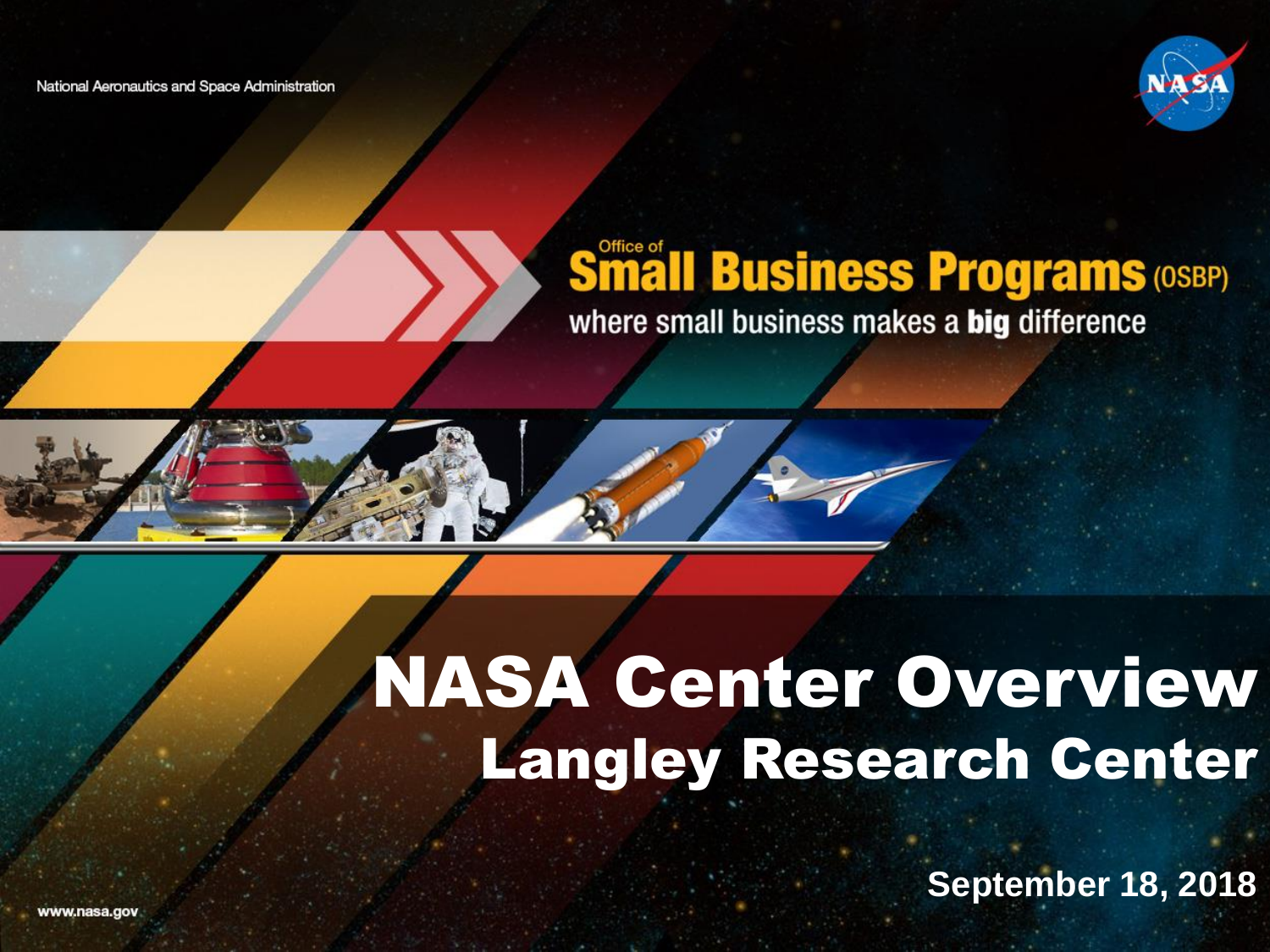National Aeronautics and Space Administration

Office of
# Small Business Programs (OSBP)

where small business makes a **big** difference

# NASA Center Overview
## Langley Research Center

**September 18, 2018**

www.nasa.gov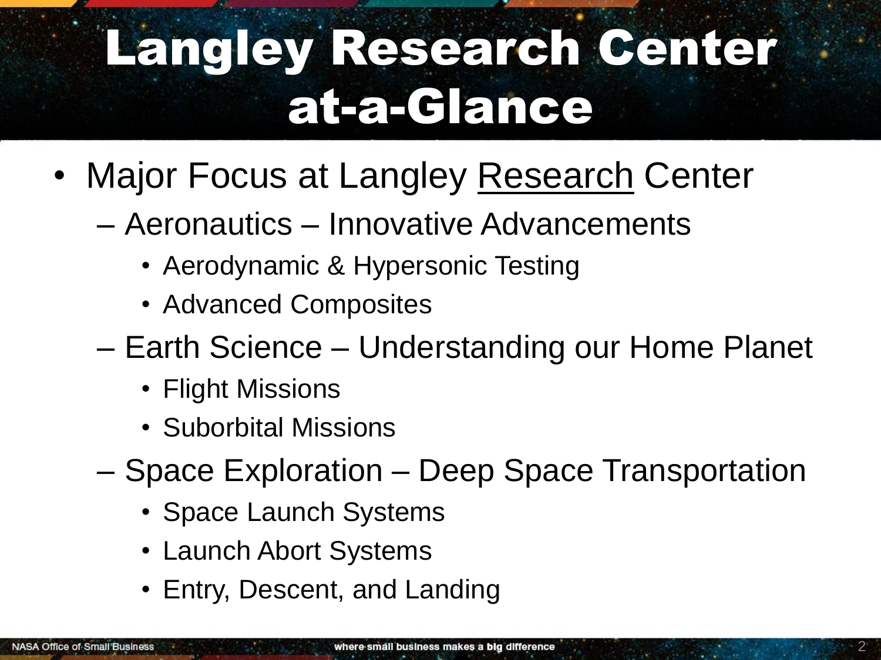# Langley Research Center at-a-Glance

- Major Focus at Langley <u>Research</u> Center
  - Aeronautics – Innovative Advancements
    - Aerodynamic & Hypersonic Testing
    - Advanced Composites
  - Earth Science – Understanding our Home Planet
    - Flight Missions
    - Suborbital Missions
  - Space Exploration – Deep Space Transportation
    - Space Launch Systems
    - Launch Abort Systems
    - Entry, Descent, and Landing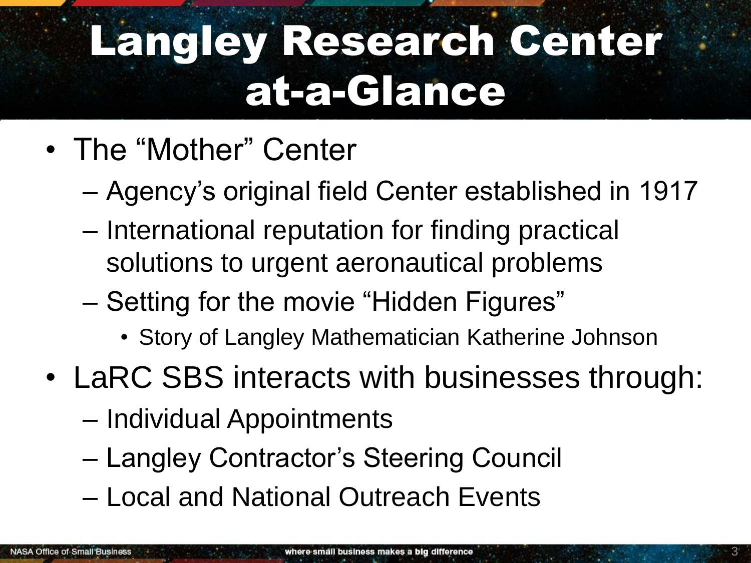# Langley Research Center at-a-Glance

- The "Mother" Center
  - Agency's original field Center established in 1917
  - International reputation for finding practical solutions to urgent aeronautical problems
  - Setting for the movie "Hidden Figures"
    - Story of Langley Mathematician Katherine Johnson
- LaRC SBS interacts with businesses through:
  - Individual Appointments
  - Langley Contractor's Steering Council
  - Local and National Outreach Events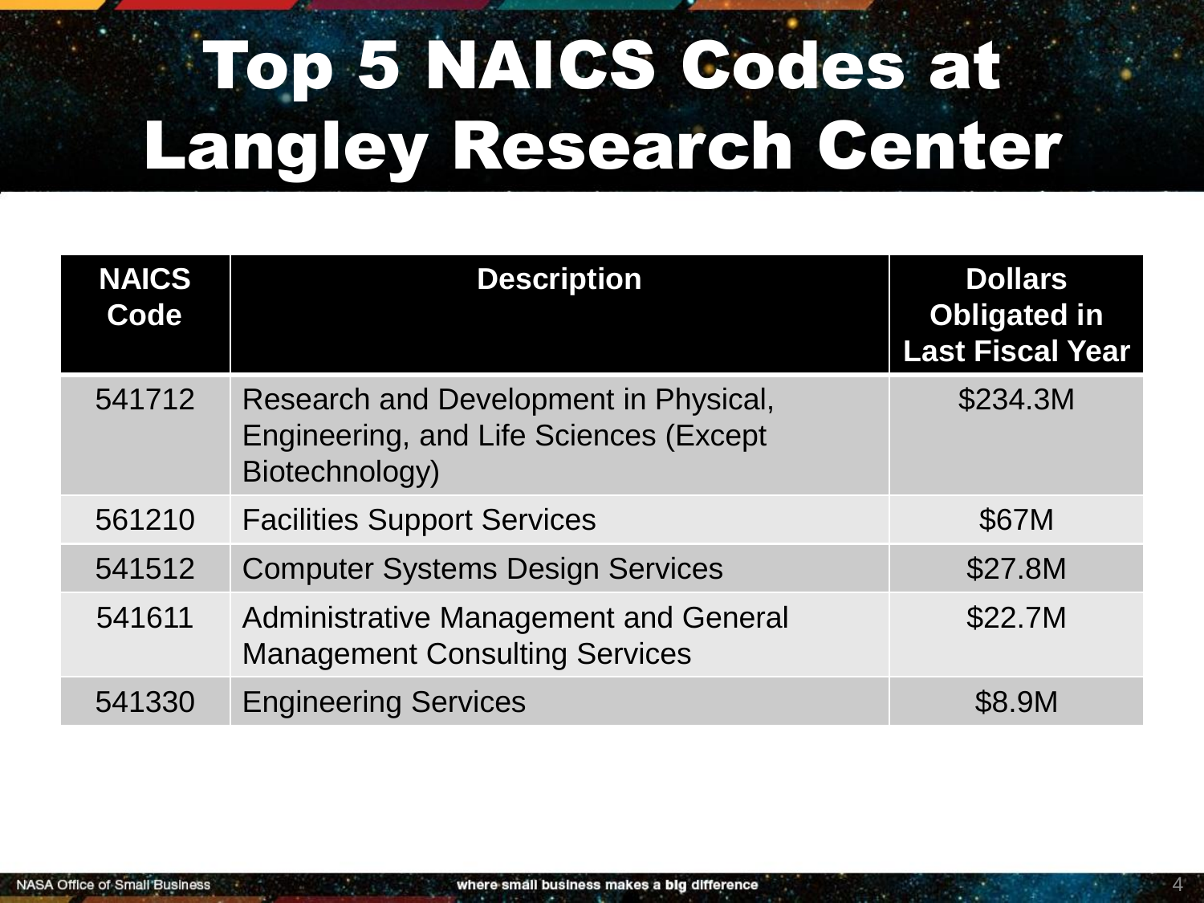# Top 5 NAICS Codes at Langley Research Center

| NAICS Code | Description | Dollars Obligated in Last Fiscal Year |
|---|---|---|
| 541712 | Research and Development in Physical, Engineering, and Life Sciences (Except Biotechnology) | $234.3M |
| 561210 | Facilities Support Services | $67M |
| 541512 | Computer Systems Design Services | $27.8M |
| 541611 | Administrative Management and General Management Consulting Services | $22.7M |
| 541330 | Engineering Services | $8.9M |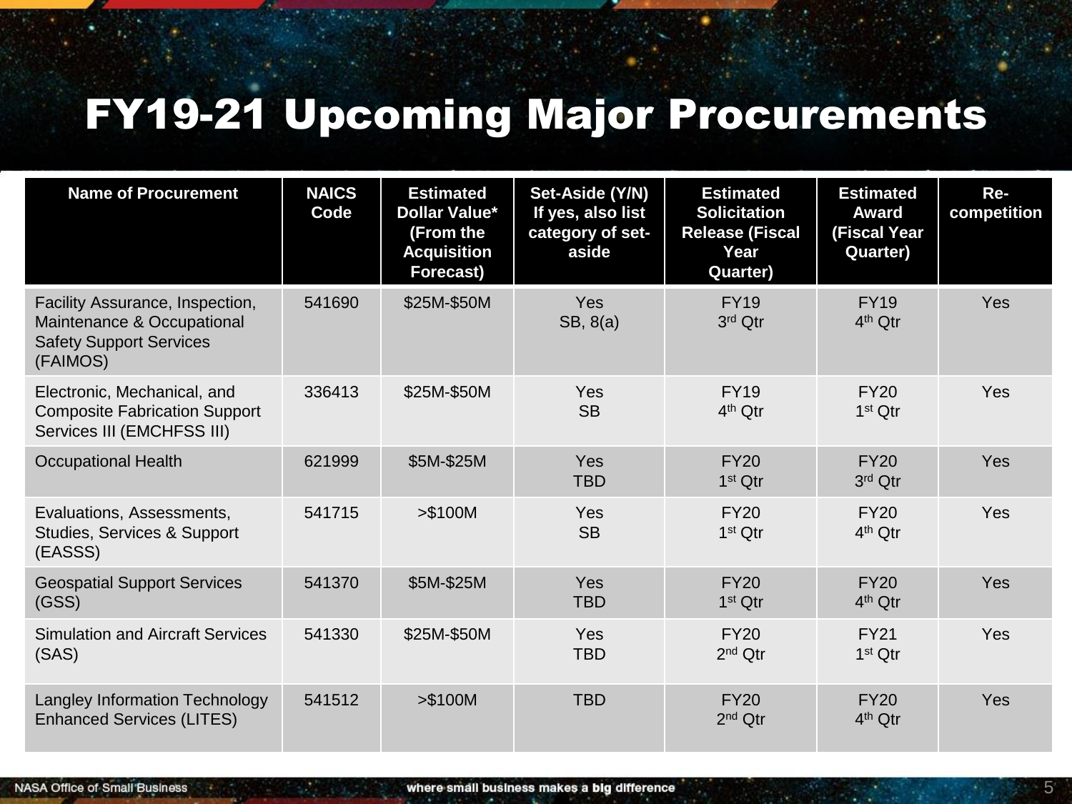# FY19-21 Upcoming Major Procurements

| Name of Procurement | NAICS Code | Estimated Dollar Value* (From the Acquisition Forecast) | Set-Aside (Y/N) If yes, also list category of set-aside | Estimated Solicitation Release (Fiscal Year Quarter) | Estimated Award (Fiscal Year Quarter) | Re-competition |
|---|---|---|---|---|---|---|
| Facility Assurance, Inspection, Maintenance & Occupational Safety Support Services (FAIMOS) | 541690 | \$25M-\$50M | Yes SB, 8(a) | FY19 3rd Qtr | FY19 4th Qtr | Yes |
| Electronic, Mechanical, and Composite Fabrication Support Services III (EMCHFSS III) | 336413 | \$25M-\$50M | Yes SB | FY19 4th Qtr | FY20 1st Qtr | Yes |
| Occupational Health | 621999 | \$5M-\$25M | Yes TBD | FY20 1st Qtr | FY20 3rd Qtr | Yes |
| Evaluations, Assessments, Studies, Services & Support (EASSS) | 541715 | >\$100M | Yes SB | FY20 1st Qtr | FY20 4th Qtr | Yes |
| Geospatial Support Services (GSS) | 541370 | \$5M-\$25M | Yes TBD | FY20 1st Qtr | FY20 4th Qtr | Yes |
| Simulation and Aircraft Services (SAS) | 541330 | \$25M-\$50M | Yes TBD | FY20 2nd Qtr | FY21 1st Qtr | Yes |
| Langley Information Technology Enhanced Services (LITES) | 541512 | >\$100M | TBD | FY20 2nd Qtr | FY20 4th Qtr | Yes |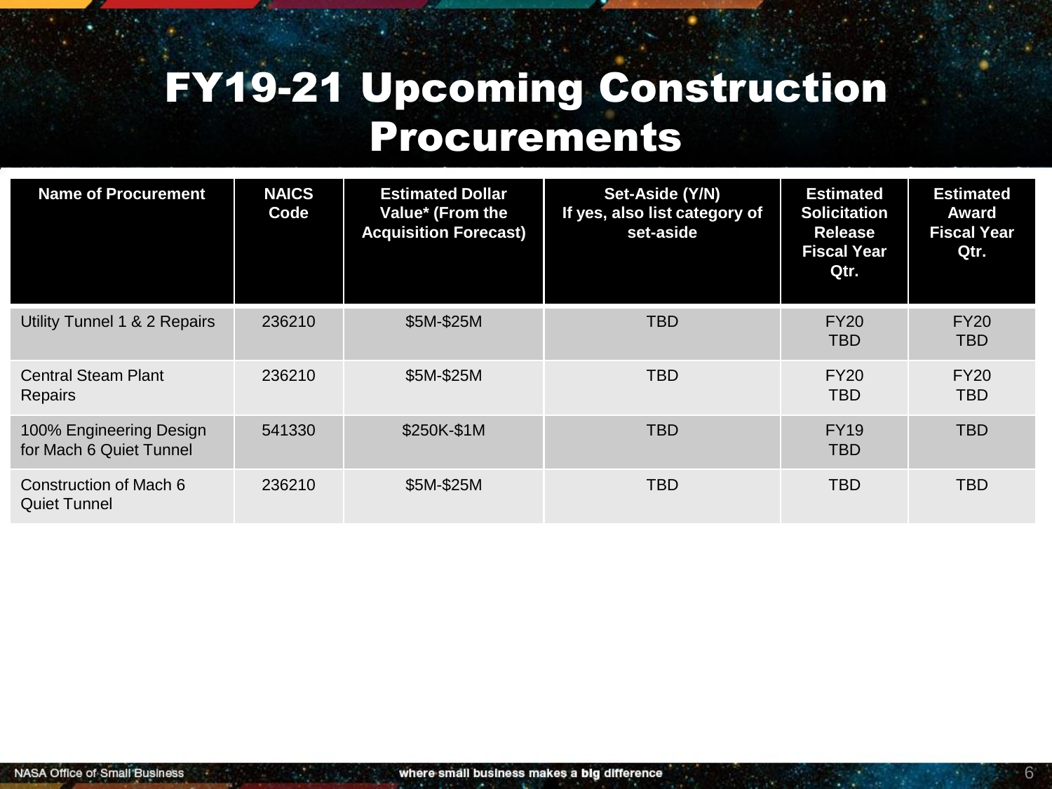# FY19-21 Upcoming Construction Procurements

| Name of Procurement | NAICS Code | Estimated Dollar Value* (From the Acquisition Forecast) | Set-Aside (Y/N) If yes, also list category of set-aside | Estimated Solicitation Release Fiscal Year Qtr. | Estimated Award Fiscal Year Qtr. |
|---|---|---|---|---|---|
| Utility Tunnel 1 & 2 Repairs | 236210 | $5M-$25M | TBD | FY20 TBD | FY20 TBD |
| Central Steam Plant Repairs | 236210 | $5M-$25M | TBD | FY20 TBD | FY20 TBD |
| 100% Engineering Design for Mach 6 Quiet Tunnel | 541330 | $250K-$1M | TBD | FY19 TBD | TBD |
| Construction of Mach 6 Quiet Tunnel | 236210 | $5M-$25M | TBD | TBD | TBD |